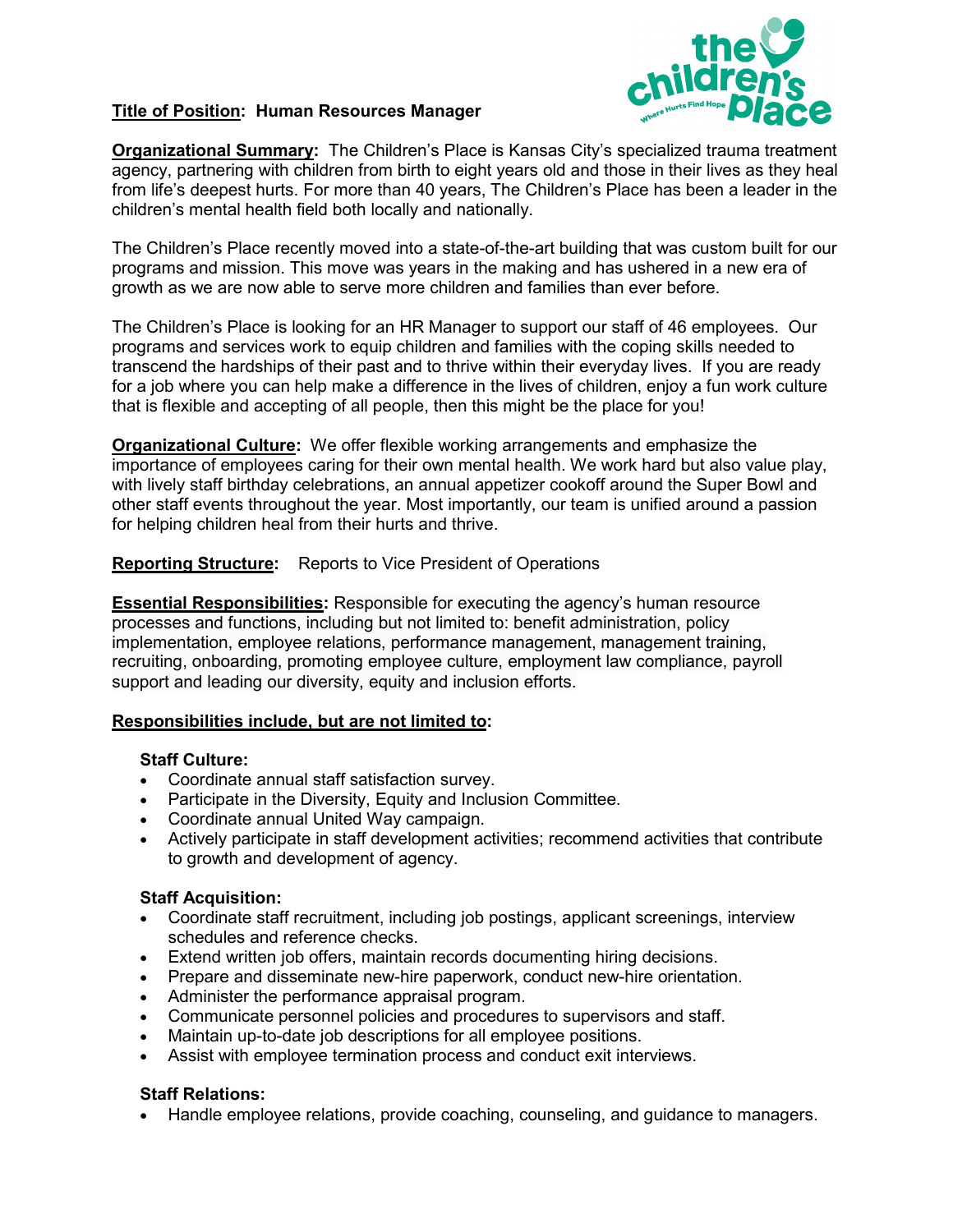**Title of Position: Human Resources Manager**

**Organizational Summary:** The Children's Place is Kansas City's specialized trauma treatment agency, partnering with children from birth to eight years old and those in their lives as they heal from life's deepest hurts. For more than 40 years, The Children's Place has been a leader in the children's mental health field both locally and nationally.

The Children's Place recently moved into a state-of-the-art building that was custom built for our programs and mission. This move was years in the making and has ushered in a new era of growth as we are now able to serve more children and families than ever before.

The Children's Place is looking for an HR Manager to support our staff of 46 employees. Our programs and services work to equip children and families with the coping skills needed to transcend the hardships of their past and to thrive within their everyday lives. If you are ready for a job where you can help make a difference in the lives of children, enjoy a fun work culture that is flexible and accepting of all people, then this might be the place for you!

**Organizational Culture:** We offer flexible working arrangements and emphasize the importance of employees caring for their own mental health. We work hard but also value play, with lively staff birthday celebrations, an annual appetizer cookoff around the Super Bowl and other staff events throughout the year. Most importantly, our team is unified around a passion for helping children heal from their hurts and thrive.

**Reporting Structure:** Reports to Vice President of Operations

**Essential Responsibilities:** Responsible for executing the agency's human resource processes and functions, including but not limited to: benefit administration, policy implementation, employee relations, performance management, management training, recruiting, onboarding, promoting employee culture, employment law compliance, payroll support and leading our diversity, equity and inclusion efforts.

**Responsibilities include, but are not limited to:**

**Staff Culture:**

- Coordinate annual staff satisfaction survey.
- Participate in the Diversity, Equity and Inclusion Committee.
- Coordinate annual United Way campaign.
- Actively participate in staff development activities; recommend activities that contribute to growth and development of agency.

**Staff Acquisition:**

- Coordinate staff recruitment, including job postings, applicant screenings, interview schedules and reference checks.
- Extend written job offers, maintain records documenting hiring decisions.
- Prepare and disseminate new-hire paperwork, conduct new-hire orientation.
- Administer the performance appraisal program.
- Communicate personnel policies and procedures to supervisors and staff.
- Maintain up-to-date job descriptions for all employee positions.
- Assist with employee termination process and conduct exit interviews.

**Staff Relations:**

- Handle employee relations, provide coaching, counseling, and guidance to managers.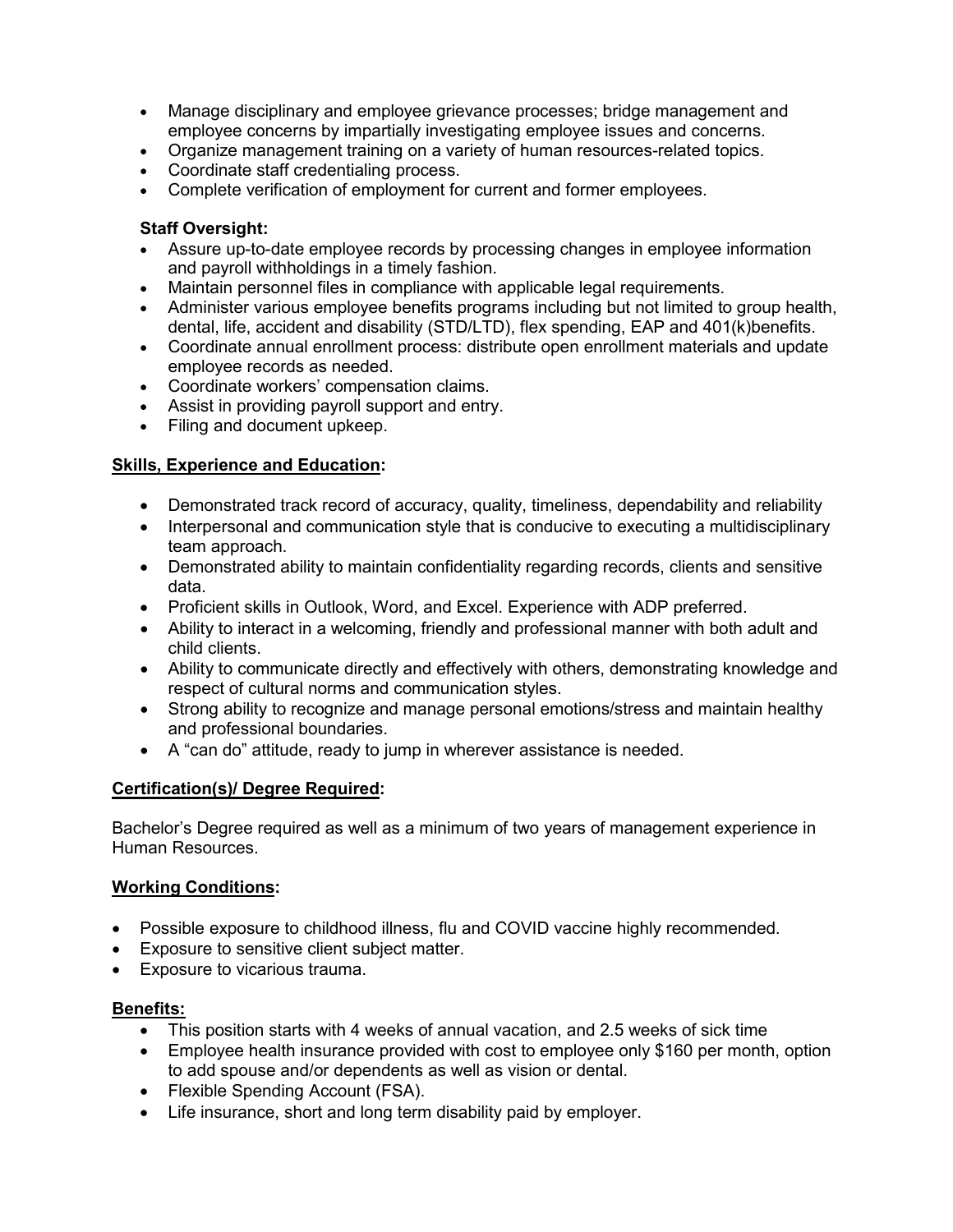- Manage disciplinary and employee grievance processes; bridge management and employee concerns by impartially investigating employee issues and concerns.
- Organize management training on a variety of human resources-related topics.
- Coordinate staff credentialing process.
- Complete verification of employment for current and former employees.

**Staff Oversight:**

- Assure up-to-date employee records by processing changes in employee information and payroll withholdings in a timely fashion.
- Maintain personnel files in compliance with applicable legal requirements.
- Administer various employee benefits programs including but not limited to group health, dental, life, accident and disability (STD/LTD), flex spending, EAP and 401(k)benefits.
- Coordinate annual enrollment process: distribute open enrollment materials and update employee records as needed.
- Coordinate workers' compensation claims.
- Assist in providing payroll support and entry.
- Filing and document upkeep.

## Skills, Experience and Education:

- Demonstrated track record of accuracy, quality, timeliness, dependability and reliability
- Interpersonal and communication style that is conducive to executing a multidisciplinary team approach.
- Demonstrated ability to maintain confidentiality regarding records, clients and sensitive data.
- Proficient skills in Outlook, Word, and Excel. Experience with ADP preferred.
- Ability to interact in a welcoming, friendly and professional manner with both adult and child clients.
- Ability to communicate directly and effectively with others, demonstrating knowledge and respect of cultural norms and communication styles.
- Strong ability to recognize and manage personal emotions/stress and maintain healthy and professional boundaries.
- A "can do" attitude, ready to jump in wherever assistance is needed.

## Certification(s)/ Degree Required:

Bachelor's Degree required as well as a minimum of two years of management experience in Human Resources.

## Working Conditions:

- Possible exposure to childhood illness, flu and COVID vaccine highly recommended.
- Exposure to sensitive client subject matter.
- Exposure to vicarious trauma.

## Benefits:

- This position starts with 4 weeks of annual vacation, and 2.5 weeks of sick time
- Employee health insurance provided with cost to employee only $160 per month, option to add spouse and/or dependents as well as vision or dental.
- Flexible Spending Account (FSA).
- Life insurance, short and long term disability paid by employer.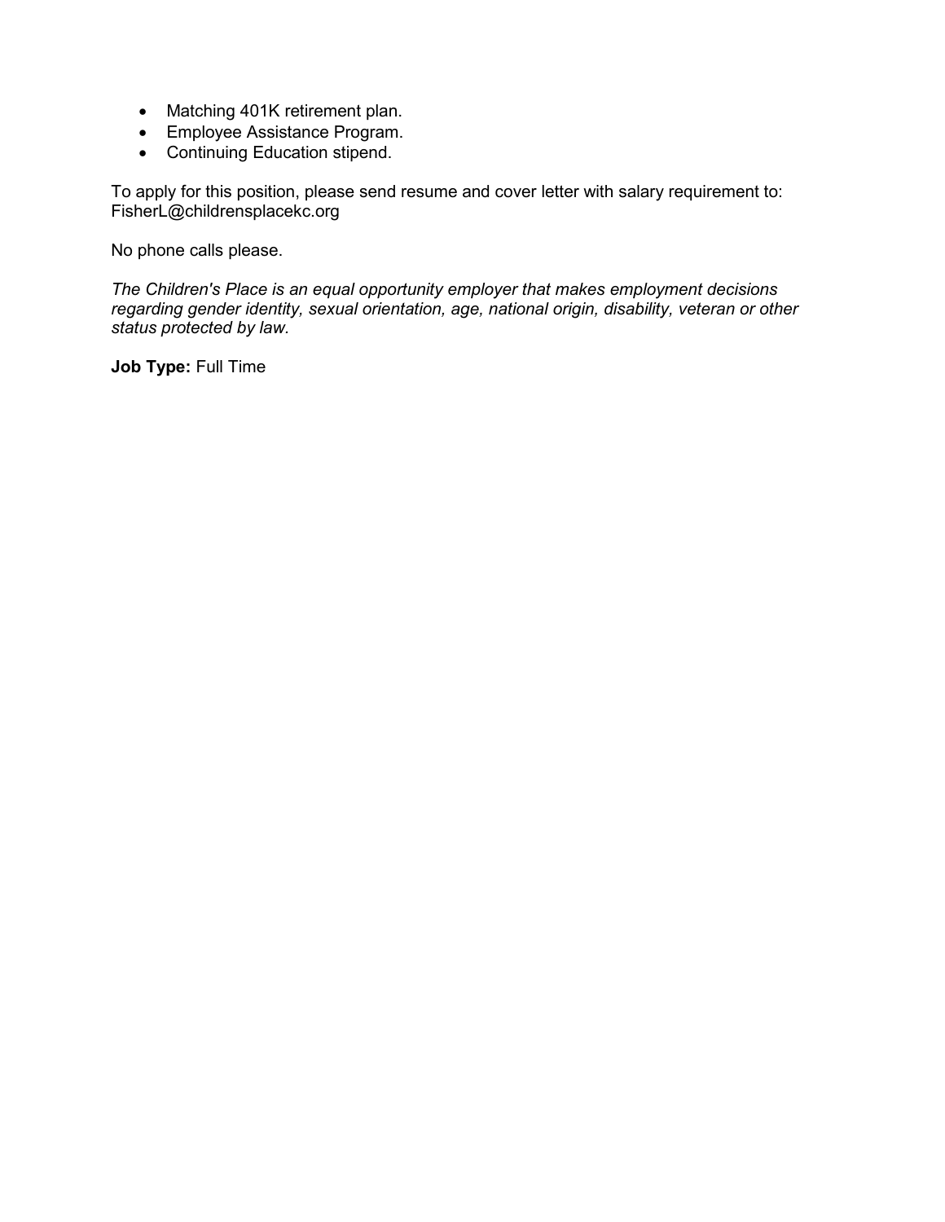- Matching 401K retirement plan.
- Employee Assistance Program.
- Continuing Education stipend.

To apply for this position, please send resume and cover letter with salary requirement to: FisherL@childrensplacekc.org

No phone calls please.

*The Children's Place is an equal opportunity employer that makes employment decisions regarding gender identity, sexual orientation, age, national origin, disability, veteran or other status protected by law.*

**Job Type:** Full Time